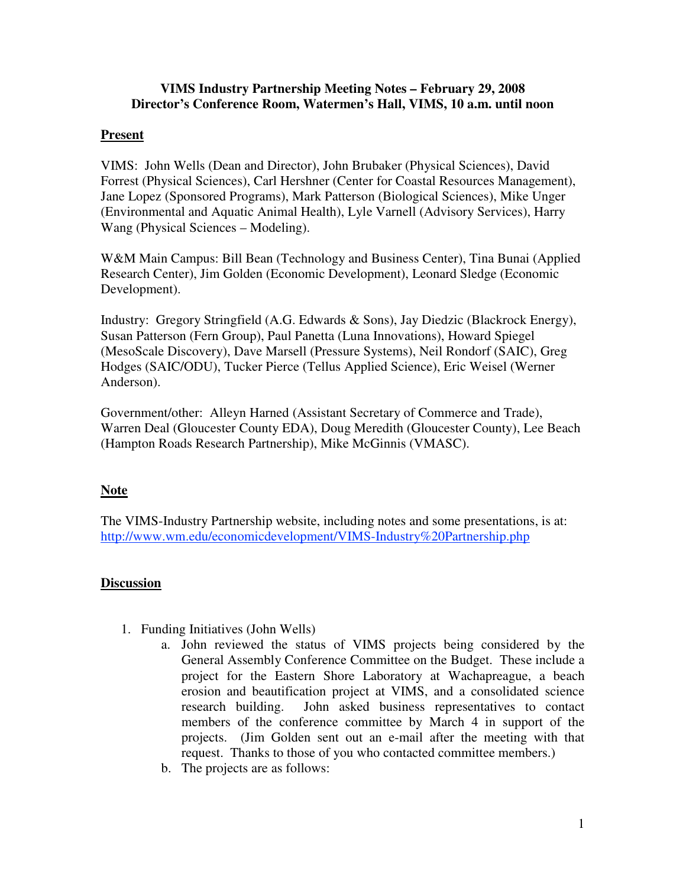**VIMS Industry Partnership Meeting Notes – February 29, 2008**
**Director's Conference Room, Watermen's Hall, VIMS, 10 a.m. until noon**

## Present

VIMS: John Wells (Dean and Director), John Brubaker (Physical Sciences), David Forrest (Physical Sciences), Carl Hershner (Center for Coastal Resources Management), Jane Lopez (Sponsored Programs), Mark Patterson (Biological Sciences), Mike Unger (Environmental and Aquatic Animal Health), Lyle Varnell (Advisory Services), Harry Wang (Physical Sciences – Modeling).

W&M Main Campus: Bill Bean (Technology and Business Center), Tina Bunai (Applied Research Center), Jim Golden (Economic Development), Leonard Sledge (Economic Development).

Industry: Gregory Stringfield (A.G. Edwards & Sons), Jay Diedzic (Blackrock Energy), Susan Patterson (Fern Group), Paul Panetta (Luna Innovations), Howard Spiegel (MesoScale Discovery), Dave Marsell (Pressure Systems), Neil Rondorf (SAIC), Greg Hodges (SAIC/ODU), Tucker Pierce (Tellus Applied Science), Eric Weisel (Werner Anderson).

Government/other: Alleyn Harned (Assistant Secretary of Commerce and Trade), Warren Deal (Gloucester County EDA), Doug Meredith (Gloucester County), Lee Beach (Hampton Roads Research Partnership), Mike McGinnis (VMASC).

## Note

The VIMS-Industry Partnership website, including notes and some presentations, is at: [http://www.wm.edu/economicdevelopment/VIMS-Industry%20Partnership.php](http://www.wm.edu/economicdevelopment/VIMS-Industry%20Partnership.php)

## Discussion

1. Funding Initiatives (John Wells)
   a. John reviewed the status of VIMS projects being considered by the General Assembly Conference Committee on the Budget. These include a project for the Eastern Shore Laboratory at Wachapreague, a beach erosion and beautification project at VIMS, and a consolidated science research building. John asked business representatives to contact members of the conference committee by March 4 in support of the projects. (Jim Golden sent out an e-mail after the meeting with that request. Thanks to those of you who contacted committee members.)
   b. The projects are as follows: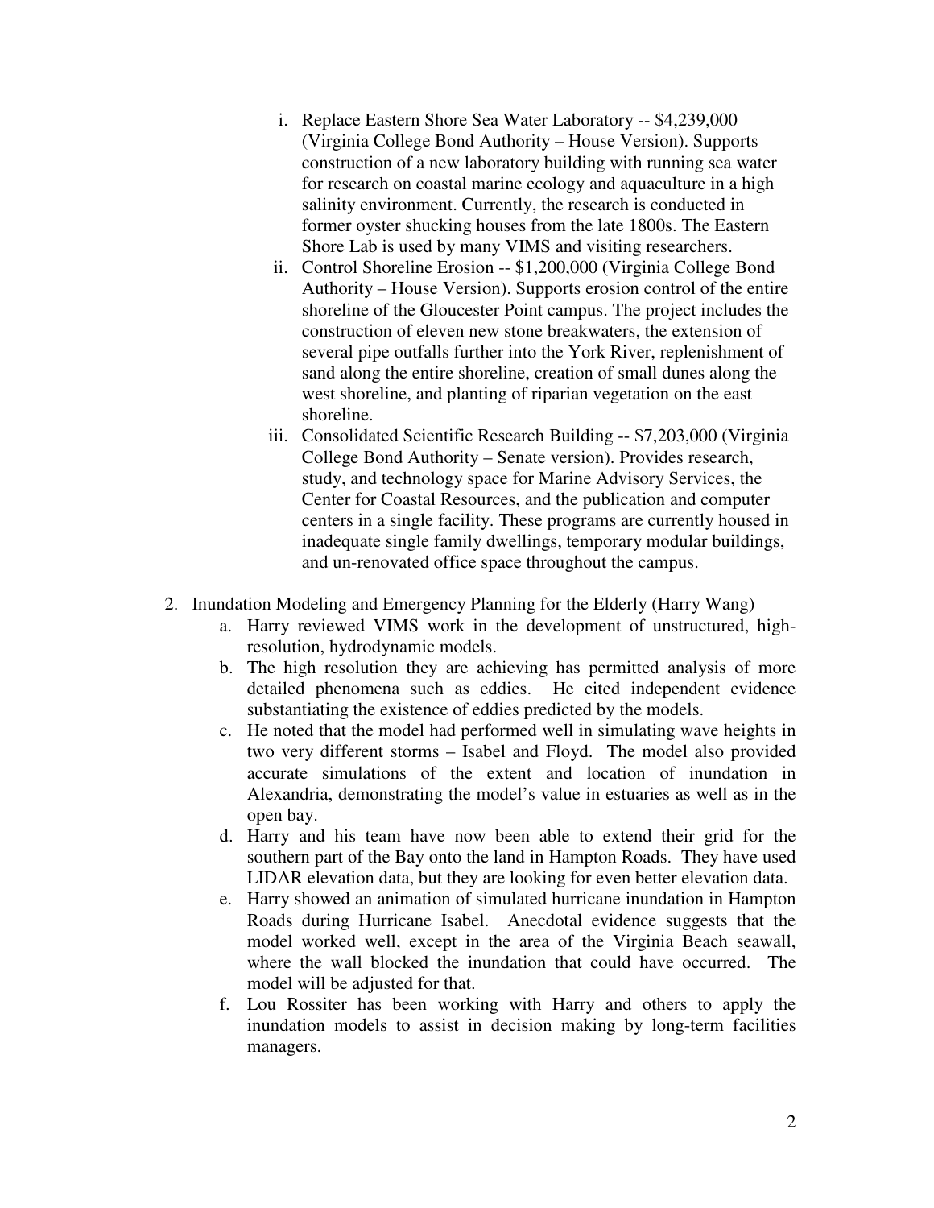i. Replace Eastern Shore Sea Water Laboratory -- $4,239,000 (Virginia College Bond Authority – House Version). Supports construction of a new laboratory building with running sea water for research on coastal marine ecology and aquaculture in a high salinity environment. Currently, the research is conducted in former oyster shucking houses from the late 1800s. The Eastern Shore Lab is used by many VIMS and visiting researchers.

ii. Control Shoreline Erosion -- $1,200,000 (Virginia College Bond Authority – House Version). Supports erosion control of the entire shoreline of the Gloucester Point campus. The project includes the construction of eleven new stone breakwaters, the extension of several pipe outfalls further into the York River, replenishment of sand along the entire shoreline, creation of small dunes along the west shoreline, and planting of riparian vegetation on the east shoreline.

iii. Consolidated Scientific Research Building -- $7,203,000 (Virginia College Bond Authority – Senate version). Provides research, study, and technology space for Marine Advisory Services, the Center for Coastal Resources, and the publication and computer centers in a single facility. These programs are currently housed in inadequate single family dwellings, temporary modular buildings, and un-renovated office space throughout the campus.

2. Inundation Modeling and Emergency Planning for the Elderly (Harry Wang)
   a. Harry reviewed VIMS work in the development of unstructured, high-resolution, hydrodynamic models.
   b. The high resolution they are achieving has permitted analysis of more detailed phenomena such as eddies. He cited independent evidence substantiating the existence of eddies predicted by the models.
   c. He noted that the model had performed well in simulating wave heights in two very different storms – Isabel and Floyd. The model also provided accurate simulations of the extent and location of inundation in Alexandria, demonstrating the model's value in estuaries as well as in the open bay.
   d. Harry and his team have now been able to extend their grid for the southern part of the Bay onto the land in Hampton Roads. They have used LIDAR elevation data, but they are looking for even better elevation data.
   e. Harry showed an animation of simulated hurricane inundation in Hampton Roads during Hurricane Isabel. Anecdotal evidence suggests that the model worked well, except in the area of the Virginia Beach seawall, where the wall blocked the inundation that could have occurred. The model will be adjusted for that.
   f. Lou Rossiter has been working with Harry and others to apply the inundation models to assist in decision making by long-term facilities managers.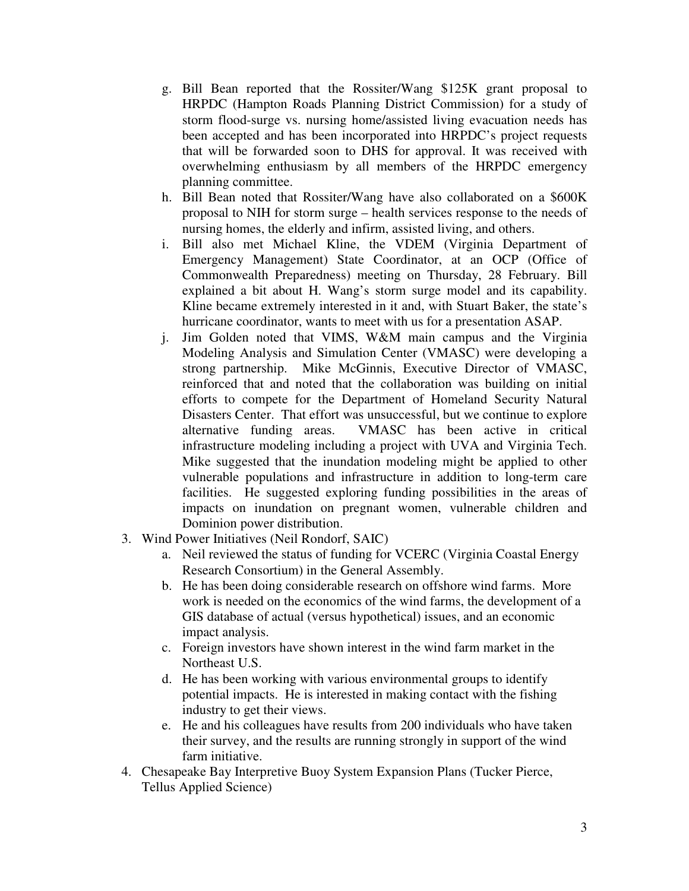g. Bill Bean reported that the Rossiter/Wang $125K grant proposal to HRPDC (Hampton Roads Planning District Commission) for a study of storm flood-surge vs. nursing home/assisted living evacuation needs has been accepted and has been incorporated into HRPDC's project requests that will be forwarded soon to DHS for approval. It was received with overwhelming enthusiasm by all members of the HRPDC emergency planning committee.

h. Bill Bean noted that Rossiter/Wang have also collaborated on a $600K proposal to NIH for storm surge – health services response to the needs of nursing homes, the elderly and infirm, assisted living, and others.

i. Bill also met Michael Kline, the VDEM (Virginia Department of Emergency Management) State Coordinator, at an OCP (Office of Commonwealth Preparedness) meeting on Thursday, 28 February. Bill explained a bit about H. Wang's storm surge model and its capability. Kline became extremely interested in it and, with Stuart Baker, the state's hurricane coordinator, wants to meet with us for a presentation ASAP.

j. Jim Golden noted that VIMS, W&M main campus and the Virginia Modeling Analysis and Simulation Center (VMASC) were developing a strong partnership. Mike McGinnis, Executive Director of VMASC, reinforced that and noted that the collaboration was building on initial efforts to compete for the Department of Homeland Security Natural Disasters Center. That effort was unsuccessful, but we continue to explore alternative funding areas. VMASC has been active in critical infrastructure modeling including a project with UVA and Virginia Tech. Mike suggested that the inundation modeling might be applied to other vulnerable populations and infrastructure in addition to long-term care facilities. He suggested exploring funding possibilities in the areas of impacts on inundation on pregnant women, vulnerable children and Dominion power distribution.

3. Wind Power Initiatives (Neil Rondorf, SAIC)
   a. Neil reviewed the status of funding for VCERC (Virginia Coastal Energy Research Consortium) in the General Assembly.
   b. He has been doing considerable research on offshore wind farms. More work is needed on the economics of the wind farms, the development of a GIS database of actual (versus hypothetical) issues, and an economic impact analysis.
   c. Foreign investors have shown interest in the wind farm market in the Northeast U.S.
   d. He has been working with various environmental groups to identify potential impacts. He is interested in making contact with the fishing industry to get their views.
   e. He and his colleagues have results from 200 individuals who have taken their survey, and the results are running strongly in support of the wind farm initiative.

4. Chesapeake Bay Interpretive Buoy System Expansion Plans (Tucker Pierce, Tellus Applied Science)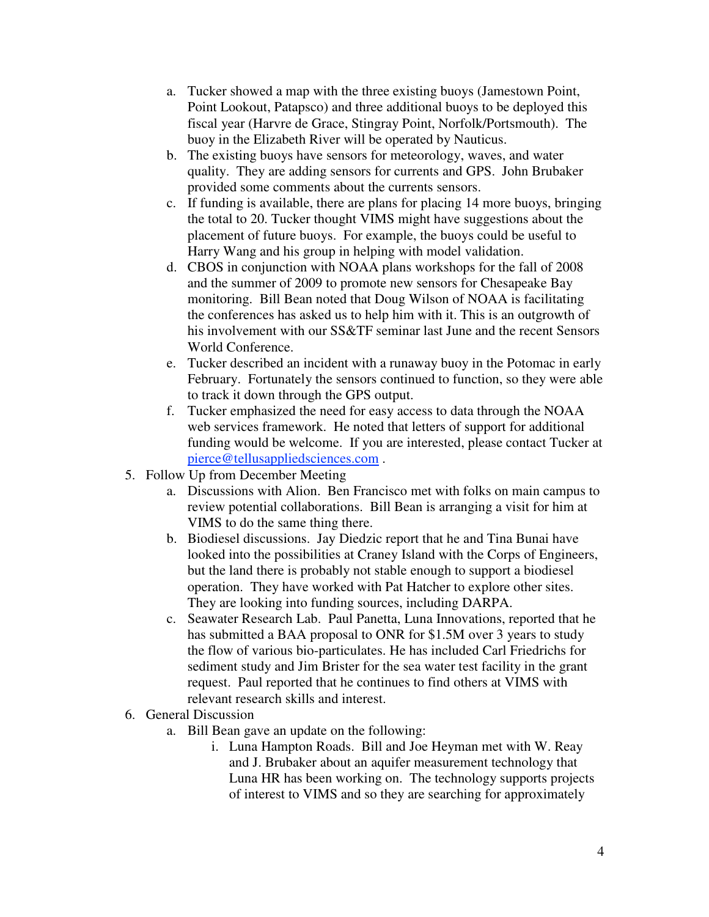a. Tucker showed a map with the three existing buoys (Jamestown Point, Point Lookout, Patapsco) and three additional buoys to be deployed this fiscal year (Harvre de Grace, Stingray Point, Norfolk/Portsmouth). The buoy in the Elizabeth River will be operated by Nauticus.
   b. The existing buoys have sensors for meteorology, waves, and water quality. They are adding sensors for currents and GPS. John Brubaker provided some comments about the currents sensors.
   c. If funding is available, there are plans for placing 14 more buoys, bringing the total to 20. Tucker thought VIMS might have suggestions about the placement of future buoys. For example, the buoys could be useful to Harry Wang and his group in helping with model validation.
   d. CBOS in conjunction with NOAA plans workshops for the fall of 2008 and the summer of 2009 to promote new sensors for Chesapeake Bay monitoring. Bill Bean noted that Doug Wilson of NOAA is facilitating the conferences has asked us to help him with it. This is an outgrowth of his involvement with our SS&TF seminar last June and the recent Sensors World Conference.
   e. Tucker described an incident with a runaway buoy in the Potomac in early February. Fortunately the sensors continued to function, so they were able to track it down through the GPS output.
   f. Tucker emphasized the need for easy access to data through the NOAA web services framework. He noted that letters of support for additional funding would be welcome. If you are interested, please contact Tucker at pierce@tellusappliedsciences.com .

5. Follow Up from December Meeting
   a. Discussions with Alion. Ben Francisco met with folks on main campus to review potential collaborations. Bill Bean is arranging a visit for him at VIMS to do the same thing there.
   b. Biodiesel discussions. Jay Diedzic report that he and Tina Bunai have looked into the possibilities at Craney Island with the Corps of Engineers, but the land there is probably not stable enough to support a biodiesel operation. They have worked with Pat Hatcher to explore other sites. They are looking into funding sources, including DARPA.
   c. Seawater Research Lab. Paul Panetta, Luna Innovations, reported that he has submitted a BAA proposal to ONR for $1.5M over 3 years to study the flow of various bio-particulates. He has included Carl Friedrichs for sediment study and Jim Brister for the sea water test facility in the grant request. Paul reported that he continues to find others at VIMS with relevant research skills and interest.

6. General Discussion
   a. Bill Bean gave an update on the following:
      i. Luna Hampton Roads. Bill and Joe Heyman met with W. Reay and J. Brubaker about an aquifer measurement technology that Luna HR has been working on. The technology supports projects of interest to VIMS and so they are searching for approximately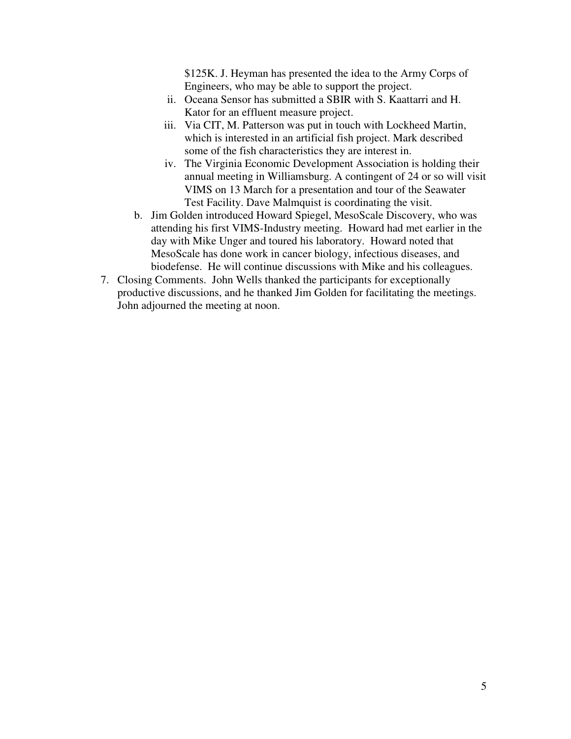$125K. J. Heyman has presented the idea to the Army Corps of Engineers, who may be able to support the project.

   ii. Oceana Sensor has submitted a SBIR with S. Kaattarri and H. Kator for an effluent measure project.
   iii. Via CIT, M. Patterson was put in touch with Lockheed Martin, which is interested in an artificial fish project. Mark described some of the fish characteristics they are interest in.
   iv. The Virginia Economic Development Association is holding their annual meeting in Williamsburg. A contingent of 24 or so will visit VIMS on 13 March for a presentation and tour of the Seawater Test Facility. Dave Malmquist is coordinating the visit.

b. Jim Golden introduced Howard Spiegel, MesoScale Discovery, who was attending his first VIMS-Industry meeting. Howard had met earlier in the day with Mike Unger and toured his laboratory. Howard noted that MesoScale has done work in cancer biology, infectious diseases, and biodefense. He will continue discussions with Mike and his colleagues.

7. Closing Comments. John Wells thanked the participants for exceptionally productive discussions, and he thanked Jim Golden for facilitating the meetings. John adjourned the meeting at noon.